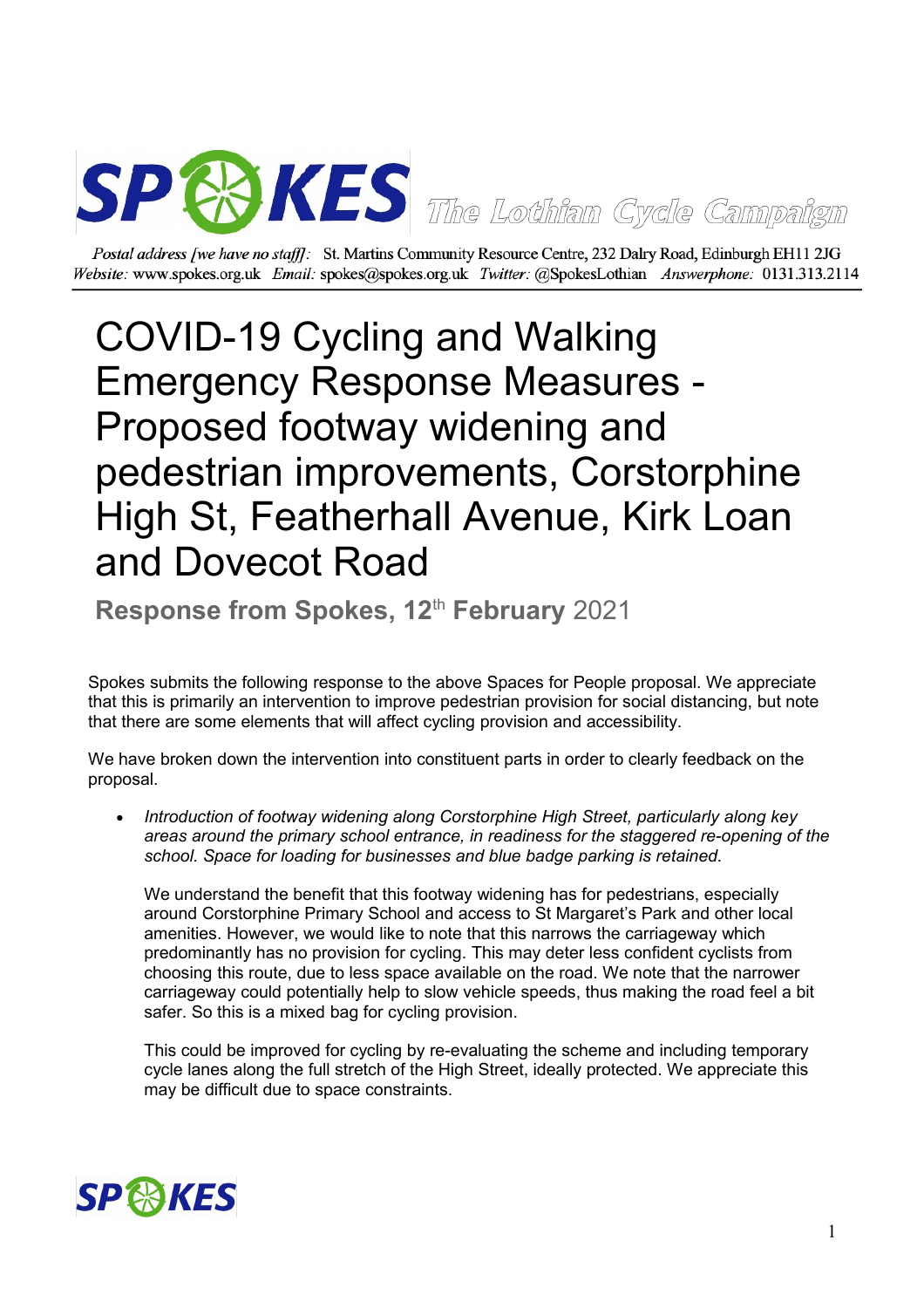SPOKES The Lothian Cycle Campaign

*Postal address [we have no staff]:* St. Martins Community Resource Centre, 232 Dalry Road, Edinburgh EH11 2JG
*Website:* www.spokes.org.uk *Email:* spokes@spokes.org.uk *Twitter:* @SpokesLothian *Answerphone:* 0131.313.2114

# COVID-19 Cycling and Walking Emergency Response Measures - Proposed footway widening and pedestrian improvements, Corstorphine High St, Featherhall Avenue, Kirk Loan and Dovecot Road

## Response from Spokes, 12th February 2021

Spokes submits the following response to the above Spaces for People proposal. We appreciate that this is primarily an intervention to improve pedestrian provision for social distancing, but note that there are some elements that will affect cycling provision and accessibility.

We have broken down the intervention into constituent parts in order to clearly feedback on the proposal.

- *Introduction of footway widening along Corstorphine High Street, particularly along key areas around the primary school entrance, in readiness for the staggered re-opening of the school. Space for loading for businesses and blue badge parking is retained.*

  We understand the benefit that this footway widening has for pedestrians, especially around Corstorphine Primary School and access to St Margaret's Park and other local amenities. However, we would like to note that this narrows the carriageway which predominantly has no provision for cycling. This may deter less confident cyclists from choosing this route, due to less space available on the road. We note that the narrower carriageway could potentially help to slow vehicle speeds, thus making the road feel a bit safer. So this is a mixed bag for cycling provision.

  This could be improved for cycling by re-evaluating the scheme and including temporary cycle lanes along the full stretch of the High Street, ideally protected. We appreciate this may be difficult due to space constraints.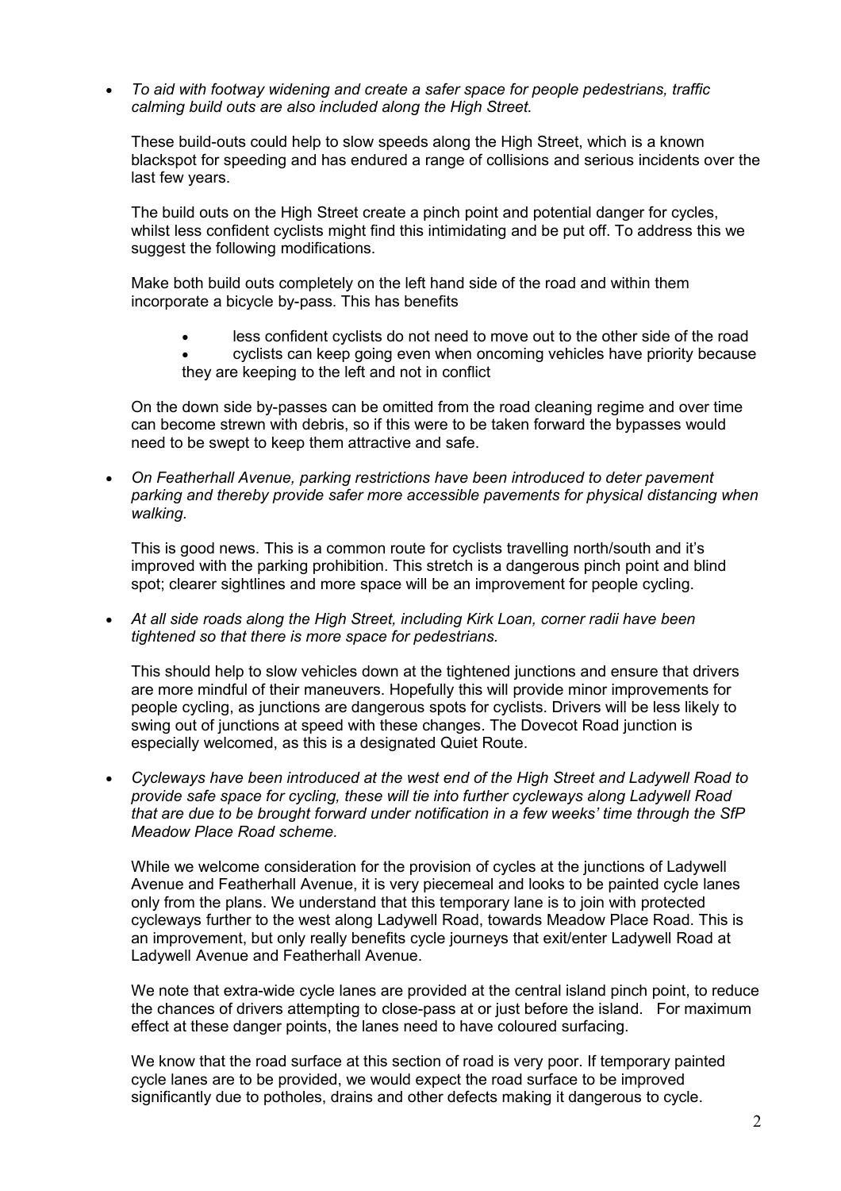- *To aid with footway widening and create a safer space for people pedestrians, traffic calming build outs are also included along the High Street.*

  These build-outs could help to slow speeds along the High Street, which is a known blackspot for speeding and has endured a range of collisions and serious incidents over the last few years.

  The build outs on the High Street create a pinch point and potential danger for cycles, whilst less confident cyclists might find this intimidating and be put off. To address this we suggest the following modifications.

  Make both build outs completely on the left hand side of the road and within them incorporate a bicycle by-pass. This has benefits

  - less confident cyclists do not need to move out to the other side of the road
  - cyclists can keep going even when oncoming vehicles have priority because they are keeping to the left and not in conflict

  On the down side by-passes can be omitted from the road cleaning regime and over time can become strewn with debris, so if this were to be taken forward the bypasses would need to be swept to keep them attractive and safe.

- *On Featherhall Avenue, parking restrictions have been introduced to deter pavement parking and thereby provide safer more accessible pavements for physical distancing when walking.*

  This is good news. This is a common route for cyclists travelling north/south and it's improved with the parking prohibition. This stretch is a dangerous pinch point and blind spot; clearer sightlines and more space will be an improvement for people cycling.

- *At all side roads along the High Street, including Kirk Loan, corner radii have been tightened so that there is more space for pedestrians.*

  This should help to slow vehicles down at the tightened junctions and ensure that drivers are more mindful of their maneuvers. Hopefully this will provide minor improvements for people cycling, as junctions are dangerous spots for cyclists. Drivers will be less likely to swing out of junctions at speed with these changes. The Dovecot Road junction is especially welcomed, as this is a designated Quiet Route.

- *Cycleways have been introduced at the west end of the High Street and Ladywell Road to provide safe space for cycling, these will tie into further cycleways along Ladywell Road that are due to be brought forward under notification in a few weeks' time through the SfP Meadow Place Road scheme.*

  While we welcome consideration for the provision of cycles at the junctions of Ladywell Avenue and Featherhall Avenue, it is very piecemeal and looks to be painted cycle lanes only from the plans. We understand that this temporary lane is to join with protected cycleways further to the west along Ladywell Road, towards Meadow Place Road. This is an improvement, but only really benefits cycle journeys that exit/enter Ladywell Road at Ladywell Avenue and Featherhall Avenue.

  We note that extra-wide cycle lanes are provided at the central island pinch point, to reduce the chances of drivers attempting to close-pass at or just before the island. For maximum effect at these danger points, the lanes need to have coloured surfacing.

  We know that the road surface at this section of road is very poor. If temporary painted cycle lanes are to be provided, we would expect the road surface to be improved significantly due to potholes, drains and other defects making it dangerous to cycle.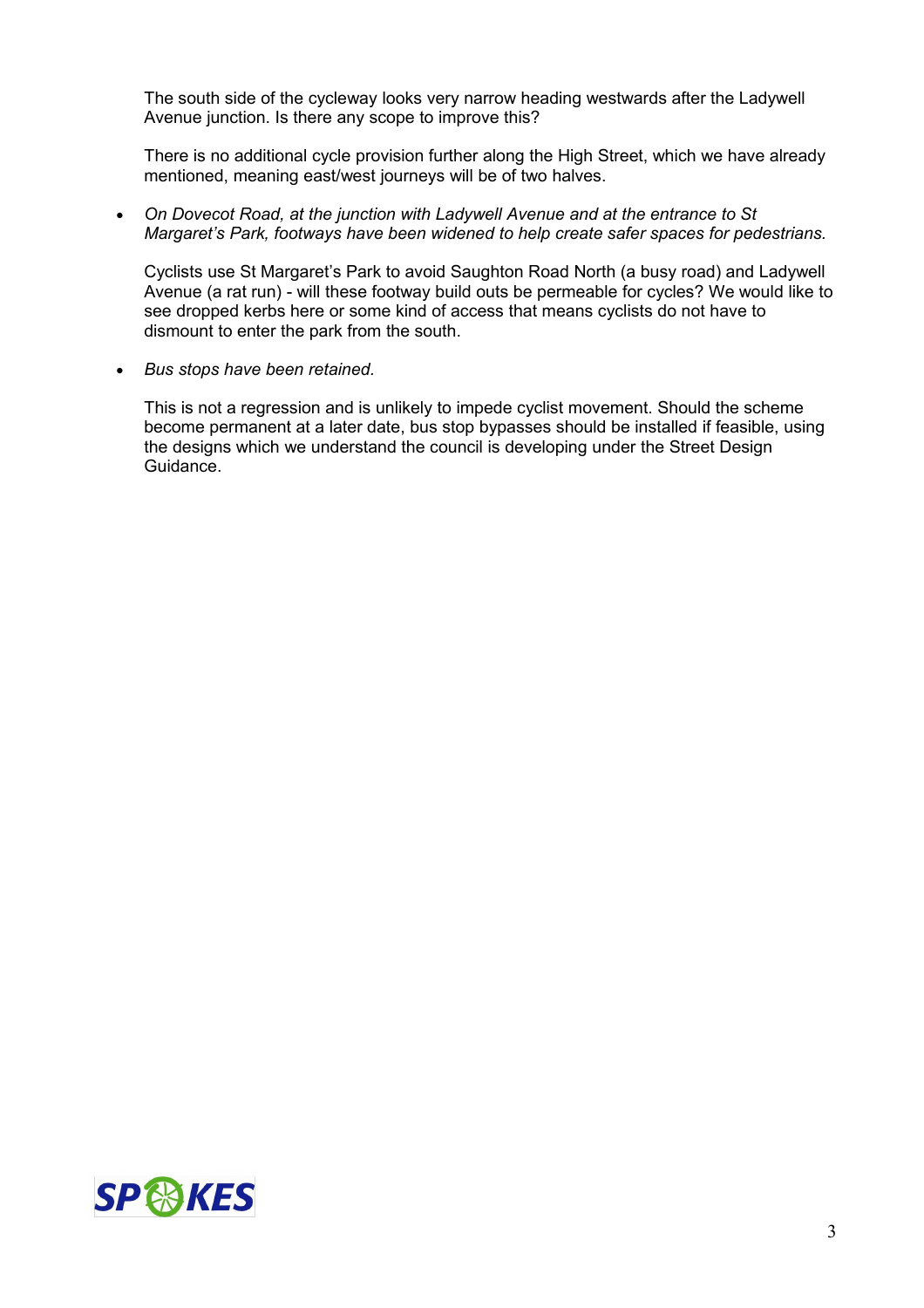The south side of the cycleway looks very narrow heading westwards after the Ladywell Avenue junction. Is there any scope to improve this?

There is no additional cycle provision further along the High Street, which we have already mentioned, meaning east/west journeys will be of two halves.

- *On Dovecot Road, at the junction with Ladywell Avenue and at the entrance to St Margaret's Park, footways have been widened to help create safer spaces for pedestrians.*

  Cyclists use St Margaret's Park to avoid Saughton Road North (a busy road) and Ladywell Avenue (a rat run) - will these footway build outs be permeable for cycles? We would like to see dropped kerbs here or some kind of access that means cyclists do not have to dismount to enter the park from the south.

- *Bus stops have been retained.*

  This is not a regression and is unlikely to impede cyclist movement. Should the scheme become permanent at a later date, bus stop bypasses should be installed if feasible, using the designs which we understand the council is developing under the Street Design Guidance.